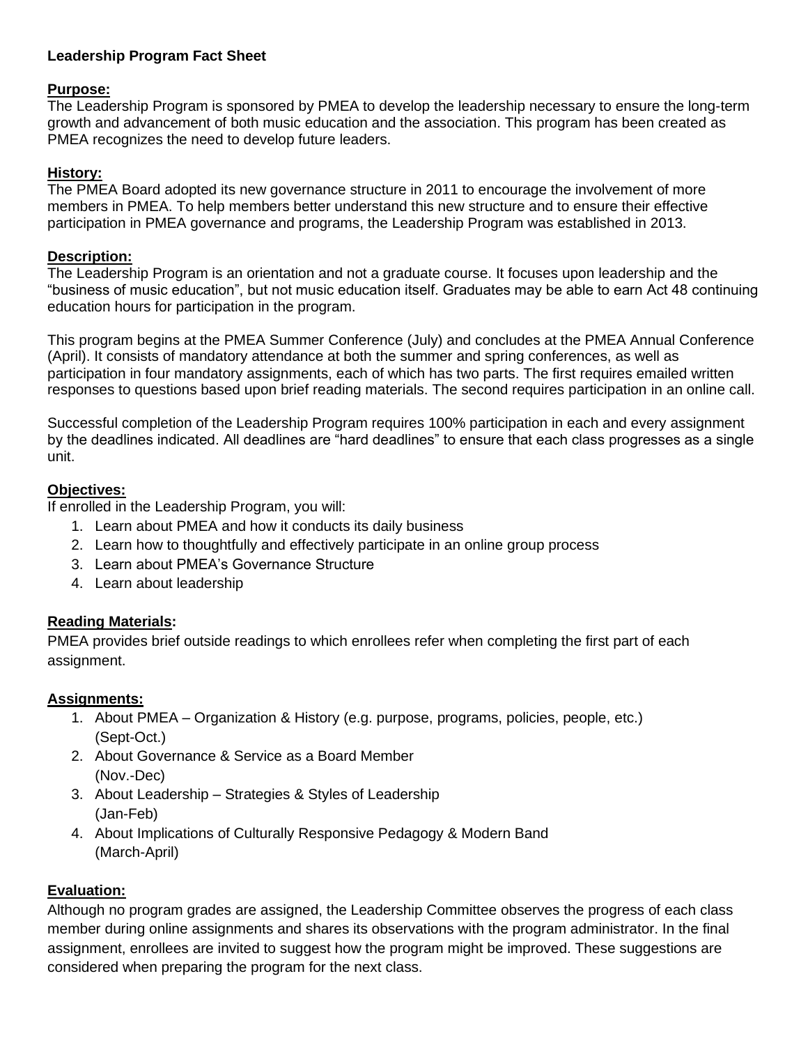**Leadership Program Fact Sheet**

**Purpose:**

The Leadership Program is sponsored by PMEA to develop the leadership necessary to ensure the long-term growth and advancement of both music education and the association. This program has been created as PMEA recognizes the need to develop future leaders.

**History:**

The PMEA Board adopted its new governance structure in 2011 to encourage the involvement of more members in PMEA. To help members better understand this new structure and to ensure their effective participation in PMEA governance and programs, the Leadership Program was established in 2013.

**Description:**

The Leadership Program is an orientation and not a graduate course. It focuses upon leadership and the "business of music education", but not music education itself. Graduates may be able to earn Act 48 continuing education hours for participation in the program.

This program begins at the PMEA Summer Conference (July) and concludes at the PMEA Annual Conference (April). It consists of mandatory attendance at both the summer and spring conferences, as well as participation in four mandatory assignments, each of which has two parts. The first requires emailed written responses to questions based upon brief reading materials. The second requires participation in an online call.

Successful completion of the Leadership Program requires 100% participation in each and every assignment by the deadlines indicated. All deadlines are "hard deadlines" to ensure that each class progresses as a single unit.

**Objectives:**

If enrolled in the Leadership Program, you will:

1. Learn about PMEA and how it conducts its daily business
2. Learn how to thoughtfully and effectively participate in an online group process
3. Learn about PMEA's Governance Structure
4. Learn about leadership

**Reading Materials:**

PMEA provides brief outside readings to which enrollees refer when completing the first part of each assignment.

**Assignments:**

1. About PMEA – Organization & History (e.g. purpose, programs, policies, people, etc.) (Sept-Oct.)
2. About Governance & Service as a Board Member (Nov.-Dec)
3. About Leadership – Strategies & Styles of Leadership (Jan-Feb)
4. About Implications of Culturally Responsive Pedagogy & Modern Band (March-April)

**Evaluation:**

Although no program grades are assigned, the Leadership Committee observes the progress of each class member during online assignments and shares its observations with the program administrator. In the final assignment, enrollees are invited to suggest how the program might be improved. These suggestions are considered when preparing the program for the next class.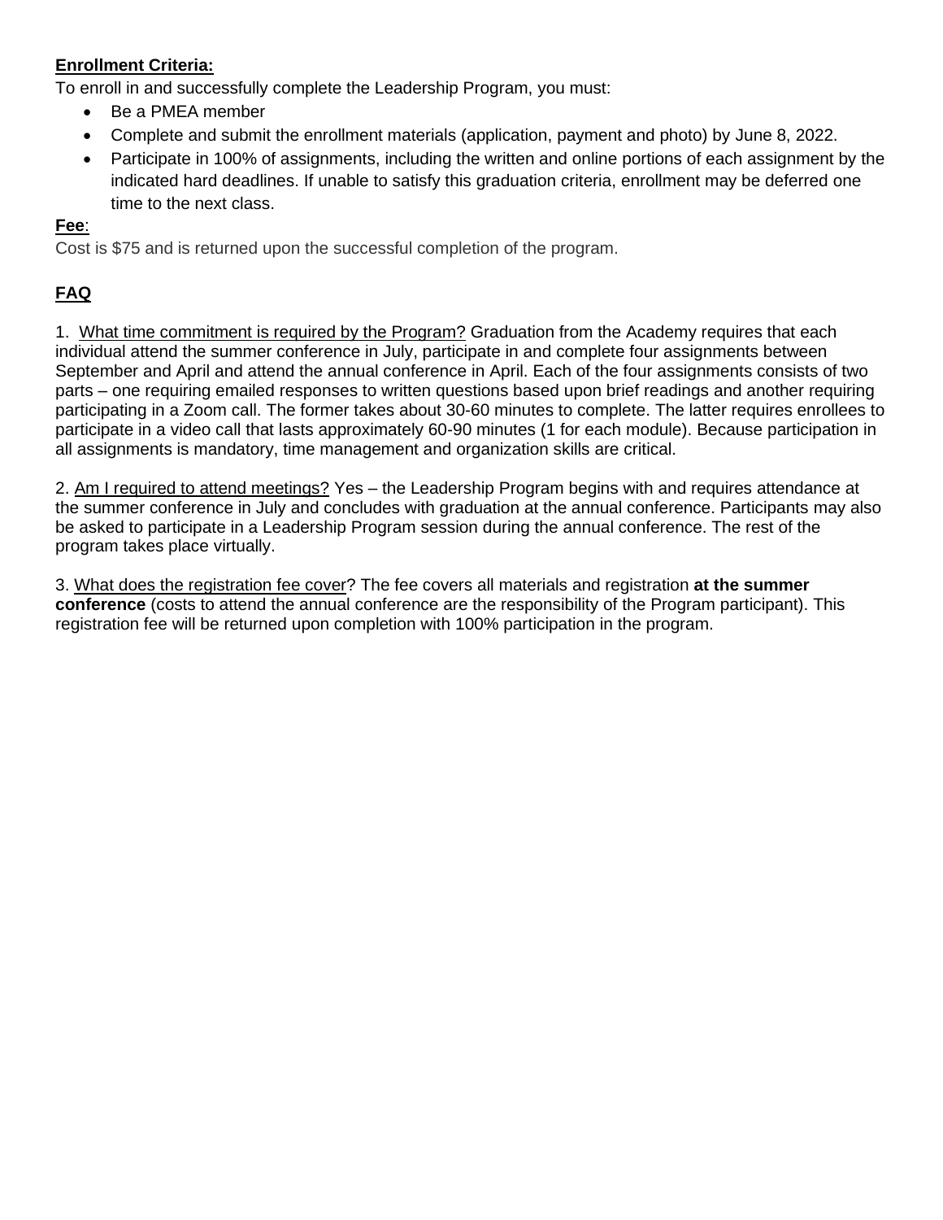**Enrollment Criteria:**

To enroll in and successfully complete the Leadership Program, you must:

- Be a PMEA member
- Complete and submit the enrollment materials (application, payment and photo) by June 8, 2022.
- Participate in 100% of assignments, including the written and online portions of each assignment by the indicated hard deadlines. If unable to satisfy this graduation criteria, enrollment may be deferred one time to the next class.

**Fee**:

Cost is $75 and is returned upon the successful completion of the program.

## FAQ

1. What time commitment is required by the Program? Graduation from the Academy requires that each individual attend the summer conference in July, participate in and complete four assignments between September and April and attend the annual conference in April. Each of the four assignments consists of two parts – one requiring emailed responses to written questions based upon brief readings and another requiring participating in a Zoom call. The former takes about 30-60 minutes to complete. The latter requires enrollees to participate in a video call that lasts approximately 60-90 minutes (1 for each module). Because participation in all assignments is mandatory, time management and organization skills are critical.

2. Am I required to attend meetings? Yes – the Leadership Program begins with and requires attendance at the summer conference in July and concludes with graduation at the annual conference. Participants may also be asked to participate in a Leadership Program session during the annual conference. The rest of the program takes place virtually.

3. What does the registration fee cover? The fee covers all materials and registration **at the summer conference** (costs to attend the annual conference are the responsibility of the Program participant). This registration fee will be returned upon completion with 100% participation in the program.